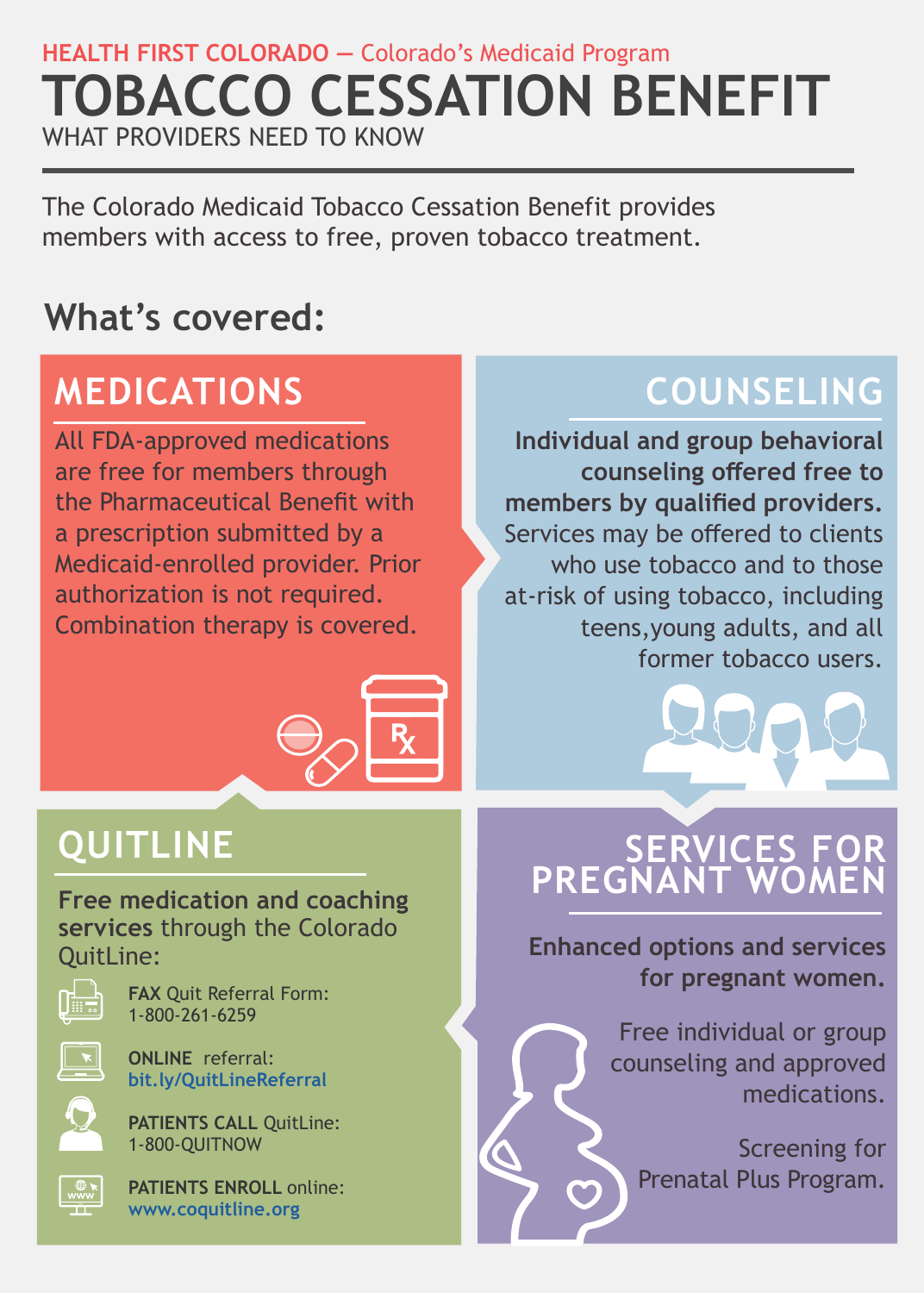HEALTH FIRST COLORADO — Colorado's Medicaid Program

# TOBACCO CESSATION BENEFIT

WHAT PROVIDERS NEED TO KNOW

The Colorado Medicaid Tobacco Cessation Benefit provides members with access to free, proven tobacco treatment.

## What's covered:

### MEDICATIONS

All FDA-approved medications are free for members through the Pharmaceutical Benefit with a prescription submitted by a Medicaid-enrolled provider. Prior authorization is not required. Combination therapy is covered.

### COUNSELING

**Individual and group behavioral counseling offered free to members by qualified providers.** Services may be offered to clients who use tobacco and to those at-risk of using tobacco, including teens,young adults, and all former tobacco users.

### QUITLINE

**Free medication and coaching services** through the Colorado QuitLine:

- **FAX** Quit Referral Form: 1-800-261-6259
- **ONLINE** referral: bit.ly/QuitLineReferral
- **PATIENTS CALL** QuitLine: 1-800-QUITNOW
- **PATIENTS ENROLL** online: www.coquitline.org

### SERVICES FOR PREGNANT WOMEN

**Enhanced options and services for pregnant women.**

Free individual or group counseling and approved medications.

Screening for Prenatal Plus Program.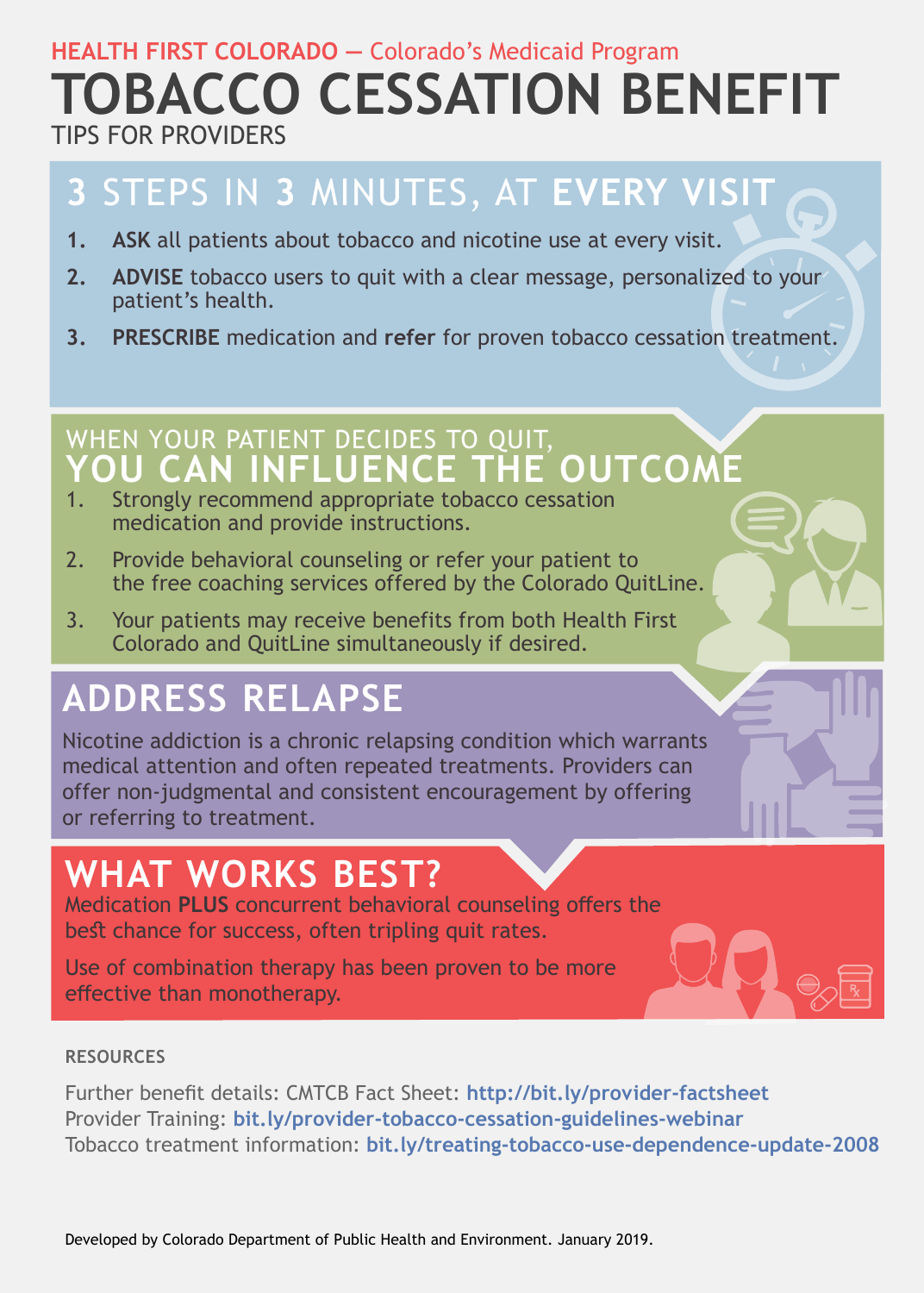**HEALTH FIRST COLORADO — Colorado's Medicaid Program**

# TOBACCO CESSATION BENEFIT

TIPS FOR PROVIDERS

## 3 STEPS IN 3 MINUTES, AT EVERY VISIT

1. **ASK** all patients about tobacco and nicotine use at every visit.
2. **ADVISE** tobacco users to quit with a clear message, personalized to your patient's health.
3. **PRESCRIBE** medication and **refer** for proven tobacco cessation treatment.

## WHEN YOUR PATIENT DECIDES TO QUIT, YOU CAN INFLUENCE THE OUTCOME

1. Strongly recommend appropriate tobacco cessation medication and provide instructions.
2. Provide behavioral counseling or refer your patient to the free coaching services offered by the Colorado QuitLine.
3. Your patients may receive benefits from both Health First Colorado and QuitLine simultaneously if desired.

## ADDRESS RELAPSE

Nicotine addiction is a chronic relapsing condition which warrants medical attention and often repeated treatments. Providers can offer non-judgmental and consistent encouragement by offering or referring to treatment.

## WHAT WORKS BEST?

Medication **PLUS** concurrent behavioral counseling offers the best chance for success, often tripling quit rates.

Use of combination therapy has been proven to be more effective than monotherapy.

**RESOURCES**

Further benefit details: CMTCB Fact Sheet: **http://bit.ly/provider-factsheet**
Provider Training: **bit.ly/provider-tobacco-cessation-guidelines-webinar**
Tobacco treatment information: **bit.ly/treating-tobacco-use-dependence-update-2008**

Developed by Colorado Department of Public Health and Environment. January 2019.